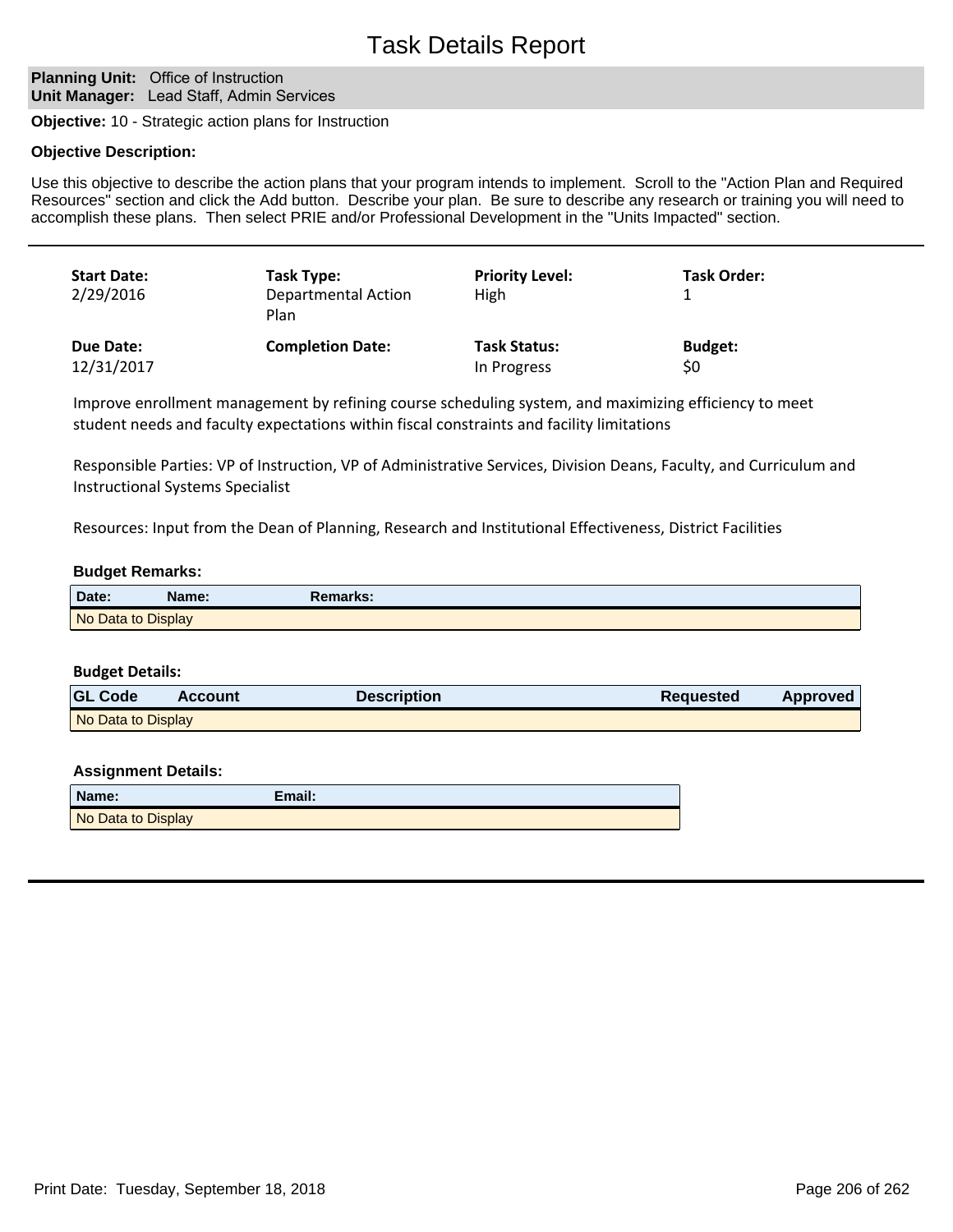# Task Details Report

**Planning Unit:** Office of Instruction
**Unit Manager:** Lead Staff, Admin Services

**Objective:** 10 - Strategic action plans for Instruction

**Objective Description:**

Use this objective to describe the action plans that your program intends to implement. Scroll to the "Action Plan and Required Resources" section and click the Add button. Describe your plan. Be sure to describe any research or training you will need to accomplish these plans. Then select PRIE and/or Professional Development in the "Units Impacted" section.

---

| Start Date: | Task Type: | Priority Level: | Task Order: |
|---|---|---|---|
| 2/29/2016 | Departmental Action Plan | High | 1 |
| **Due Date:** | **Completion Date:** | **Task Status:** | **Budget:** |
| 12/31/2017 | | In Progress | $0 |

Improve enrollment management by refining course scheduling system, and maximizing efficiency to meet student needs and faculty expectations within fiscal constraints and facility limitations

Responsible Parties: VP of Instruction, VP of Administrative Services, Division Deans, Faculty, and Curriculum and Instructional Systems Specialist

Resources: Input from the Dean of Planning, Research and Institutional Effectiveness, District Facilities

**Budget Remarks:**

| Date: | Name: | Remarks: |
|---|---|---|
| No Data to Display | | |

**Budget Details:**

| GL Code | Account | Description | Requested | Approved |
|---|---|---|---|---|
| No Data to Display | | | | |

**Assignment Details:**

| Name: | Email: |
|---|---|
| No Data to Display | |

---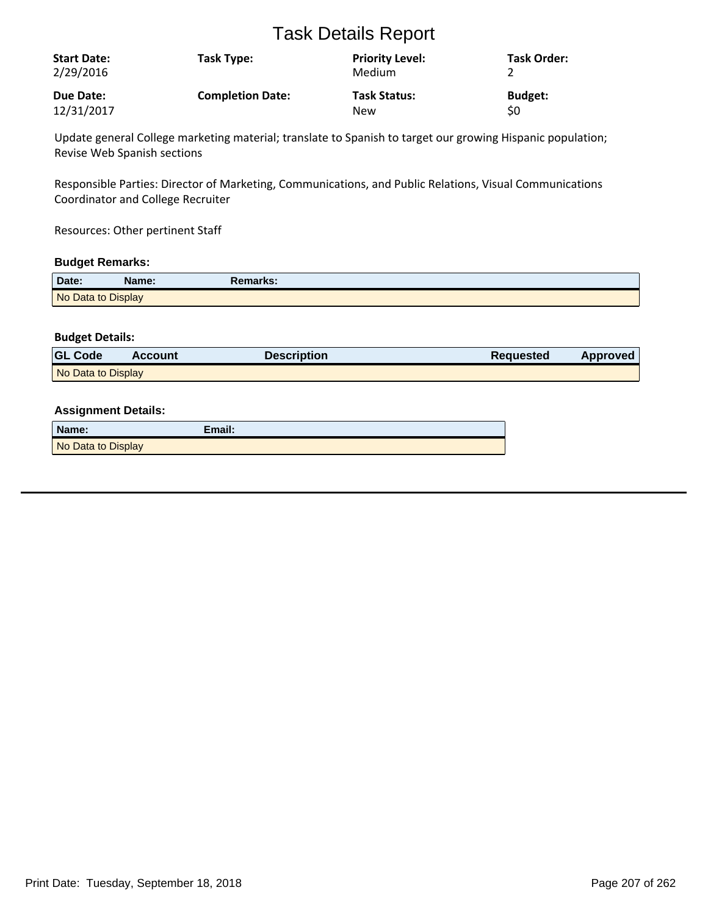# Task Details Report

| Start Date: | Task Type: | Priority Level: | Task Order: |
|---|---|---|---|
| 2/29/2016 | | Medium | 2 |
| **Due Date:** | **Completion Date:** | **Task Status:** | **Budget:** |
| 12/31/2017 | | New | $0 |

Update general College marketing material; translate to Spanish to target our growing Hispanic population; Revise Web Spanish sections

Responsible Parties: Director of Marketing, Communications, and Public Relations, Visual Communications Coordinator and College Recruiter

Resources: Other pertinent Staff

### Budget Remarks:

| Date: | Name: | Remarks: |
|---|---|---|
| No Data to Display | | |

### Budget Details:

| GL Code | Account | Description | Requested | Approved |
|---|---|---|---|---|
| No Data to Display | | | | |

### Assignment Details:

| Name: | Email: |
|---|---|
| No Data to Display | |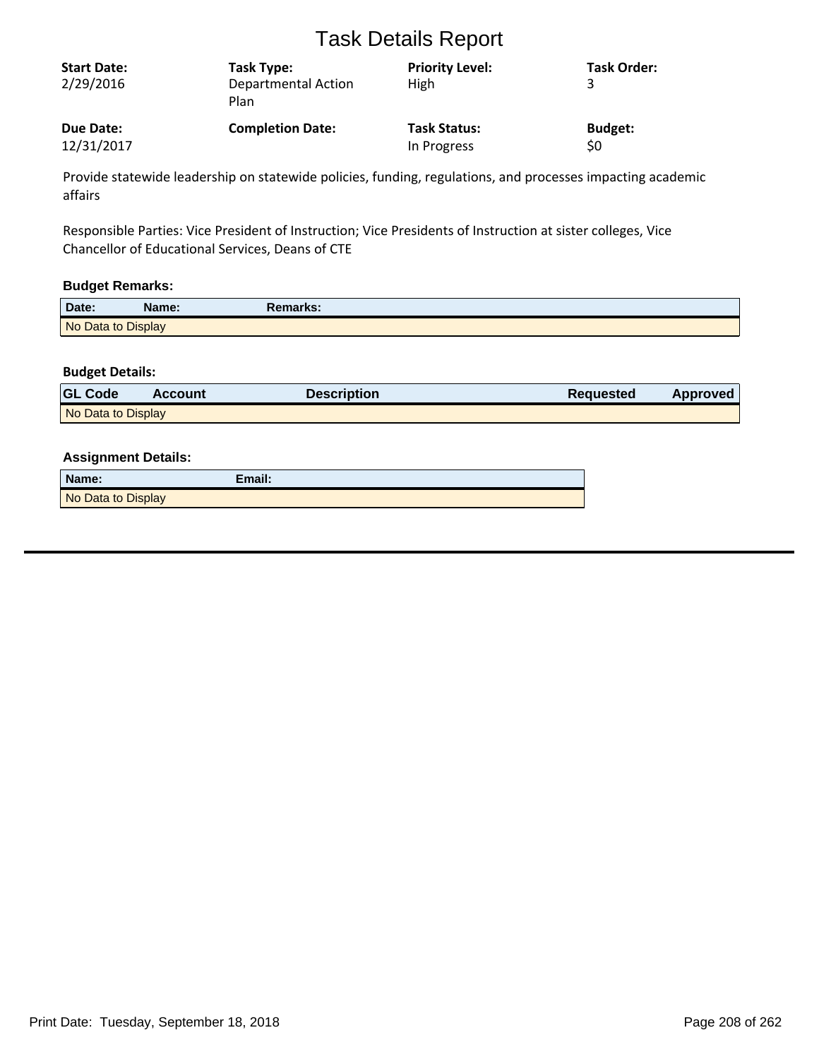# Task Details Report

| Start Date: | Task Type: | Priority Level: | Task Order: |
|---|---|---|---|
| 2/29/2016 | Departmental Action Plan | High | 3 |
| **Due Date:** | **Completion Date:** | **Task Status:** | **Budget:** |
| 12/31/2017 | | In Progress | $0 |

Provide statewide leadership on statewide policies, funding, regulations, and processes impacting academic affairs

Responsible Parties: Vice President of Instruction; Vice Presidents of Instruction at sister colleges, Vice Chancellor of Educational Services, Deans of CTE

### Budget Remarks:

| Date: | Name: | Remarks: |
|---|---|---|
| No Data to Display | | |

### Budget Details:

| GL Code | Account | Description | Requested | Approved |
|---|---|---|---|---|
| No Data to Display | | | | |

### Assignment Details:

| Name: | Email: |
|---|---|
| No Data to Display | |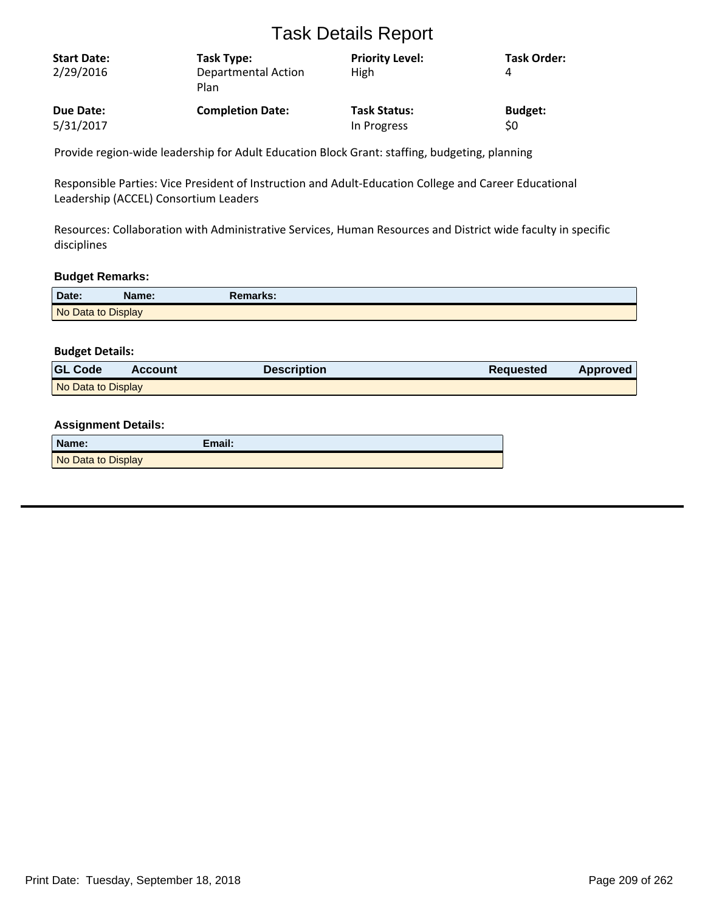# Task Details Report

| **Start Date:** | **Task Type:** | **Priority Level:** | **Task Order:** |
|---|---|---|---|
| 2/29/2016 | Departmental Action Plan | High | 4 |
| **Due Date:** | **Completion Date:** | **Task Status:** | **Budget:** |
| 5/31/2017 | | In Progress | $0 |

Provide region-wide leadership for Adult Education Block Grant: staffing, budgeting, planning

Responsible Parties: Vice President of Instruction and Adult-Education College and Career Educational Leadership (ACCEL) Consortium Leaders

Resources: Collaboration with Administrative Services, Human Resources and District wide faculty in specific disciplines

### Budget Remarks:

| Date: | Name: | Remarks: |
|---|---|---|
| No Data to Display | | |

### Budget Details:

| GL Code | Account | Description | Requested | Approved |
|---|---|---|---|---|
| No Data to Display | | | | |

### Assignment Details:

| Name: | Email: |
|---|---|
| No Data to Display | |

Print Date: Tuesday, September 18, 2018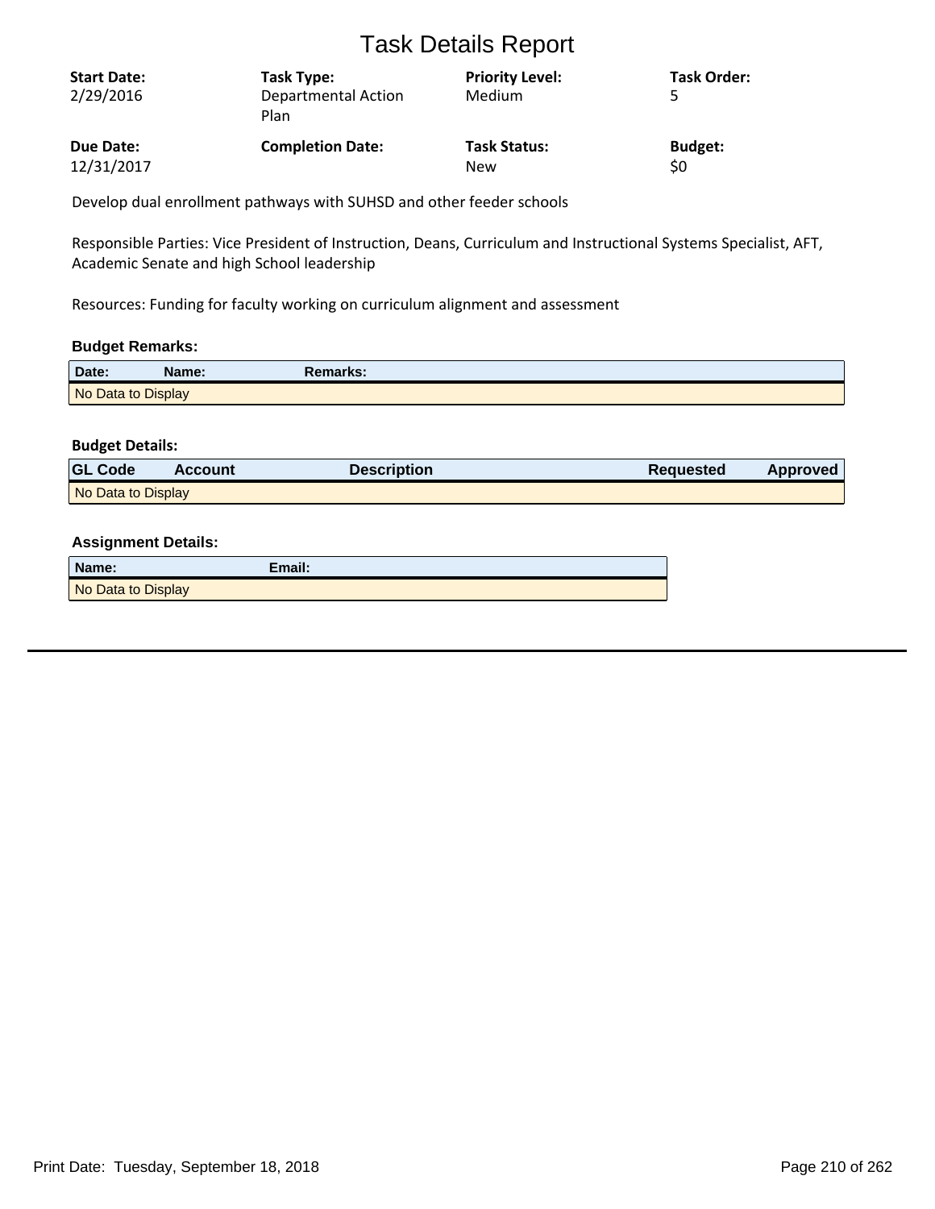# Task Details Report

| **Start Date:** | **Task Type:** | **Priority Level:** | **Task Order:** |
|---|---|---|---|
| 2/29/2016 | Departmental Action Plan | Medium | 5 |
| **Due Date:** | **Completion Date:** | **Task Status:** | **Budget:** |
| 12/31/2017 | | New | $0 |

Develop dual enrollment pathways with SUHSD and other feeder schools

Responsible Parties: Vice President of Instruction, Deans, Curriculum and Instructional Systems Specialist, AFT, Academic Senate and high School leadership

Resources: Funding for faculty working on curriculum alignment and assessment

### Budget Remarks:

| Date: | Name: | Remarks: |
|---|---|---|
| No Data to Display | | |

### Budget Details:

| GL Code | Account | Description | Requested | Approved |
|---|---|---|---|---|
| No Data to Display | | | | |

### Assignment Details:

| Name: | Email: |
|---|---|
| No Data to Display | |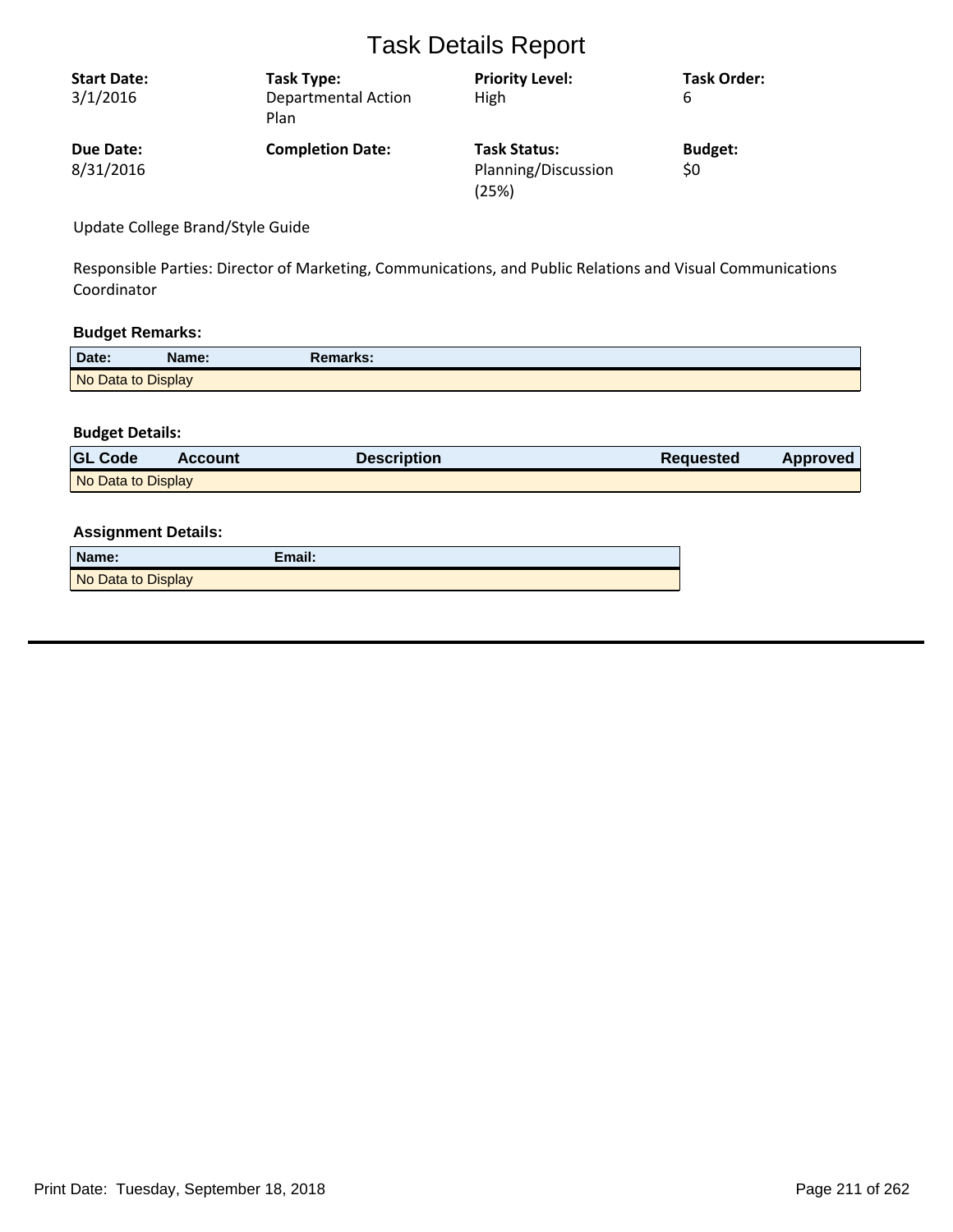# Task Details Report

| **Start Date:** | **Task Type:** | **Priority Level:** | **Task Order:** |
|---|---|---|---|
| 3/1/2016 | Departmental Action Plan | High | 6 |
| **Due Date:** | **Completion Date:** | **Task Status:** | **Budget:** |
| 8/31/2016 | | Planning/Discussion (25%) | $0 |

Update College Brand/Style Guide

Responsible Parties: Director of Marketing, Communications, and Public Relations and Visual Communications Coordinator

### Budget Remarks:

| Date: | Name: | Remarks: |
|---|---|---|
| No Data to Display | | |

### Budget Details:

| GL Code | Account | Description | Requested | Approved |
|---|---|---|---|---|
| No Data to Display | | | | |

### Assignment Details:

| Name: | Email: |
|---|---|
| No Data to Display | |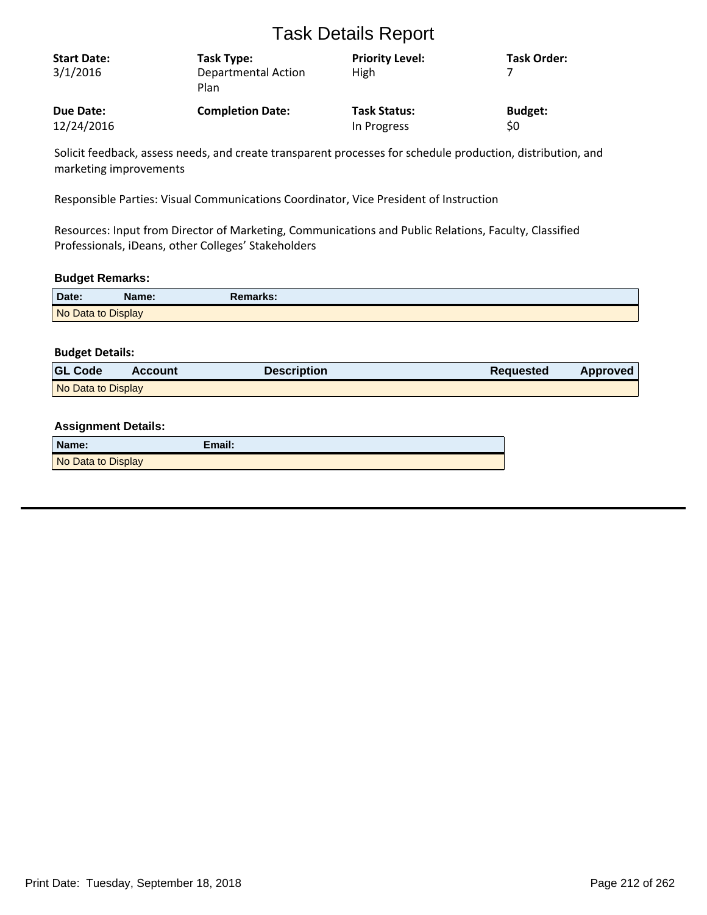# Task Details Report

| **Start Date:** | **Task Type:** | **Priority Level:** | **Task Order:** |
|---|---|---|---|
| 3/1/2016 | Departmental Action Plan | High | 7 |
| **Due Date:** | **Completion Date:** | **Task Status:** | **Budget:** |
| 12/24/2016 | | In Progress | $0 |

Solicit feedback, assess needs, and create transparent processes for schedule production, distribution, and marketing improvements

Responsible Parties: Visual Communications Coordinator, Vice President of Instruction

Resources: Input from Director of Marketing, Communications and Public Relations, Faculty, Classified Professionals, iDeans, other Colleges' Stakeholders

### Budget Remarks:

| Date: | Name: | Remarks: |
|---|---|---|
| No Data to Display | | |

### Budget Details:

| GL Code | Account | Description | Requested | Approved |
|---|---|---|---|---|
| No Data to Display | | | | |

### Assignment Details:

| Name: | Email: |
|---|---|
| No Data to Display | |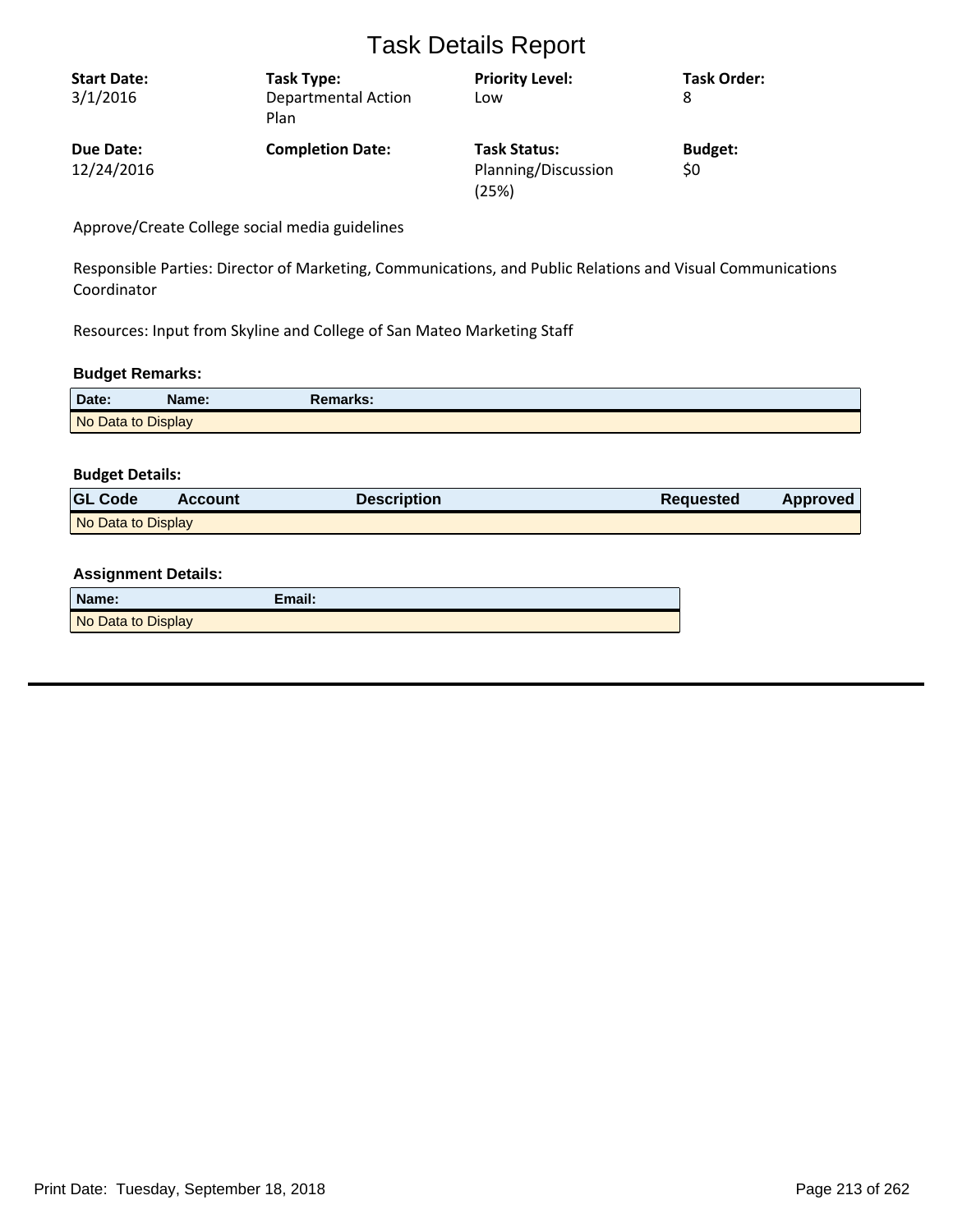# Task Details Report

| **Start Date:** | **Task Type:** | **Priority Level:** | **Task Order:** |
|---|---|---|---|
| 3/1/2016 | Departmental Action Plan | Low | 8 |
| **Due Date:** | **Completion Date:** | **Task Status:** | **Budget:** |
| 12/24/2016 | | Planning/Discussion (25%) | $0 |

Approve/Create College social media guidelines

Responsible Parties: Director of Marketing, Communications, and Public Relations and Visual Communications Coordinator

Resources: Input from Skyline and College of San Mateo Marketing Staff

### Budget Remarks:

| Date: | Name: | Remarks: |
|---|---|---|
| No Data to Display | | |

### Budget Details:

| GL Code | Account | Description | Requested | Approved |
|---|---|---|---|---|
| No Data to Display | | | | |

### Assignment Details:

| Name: | Email: |
|---|---|
| No Data to Display | |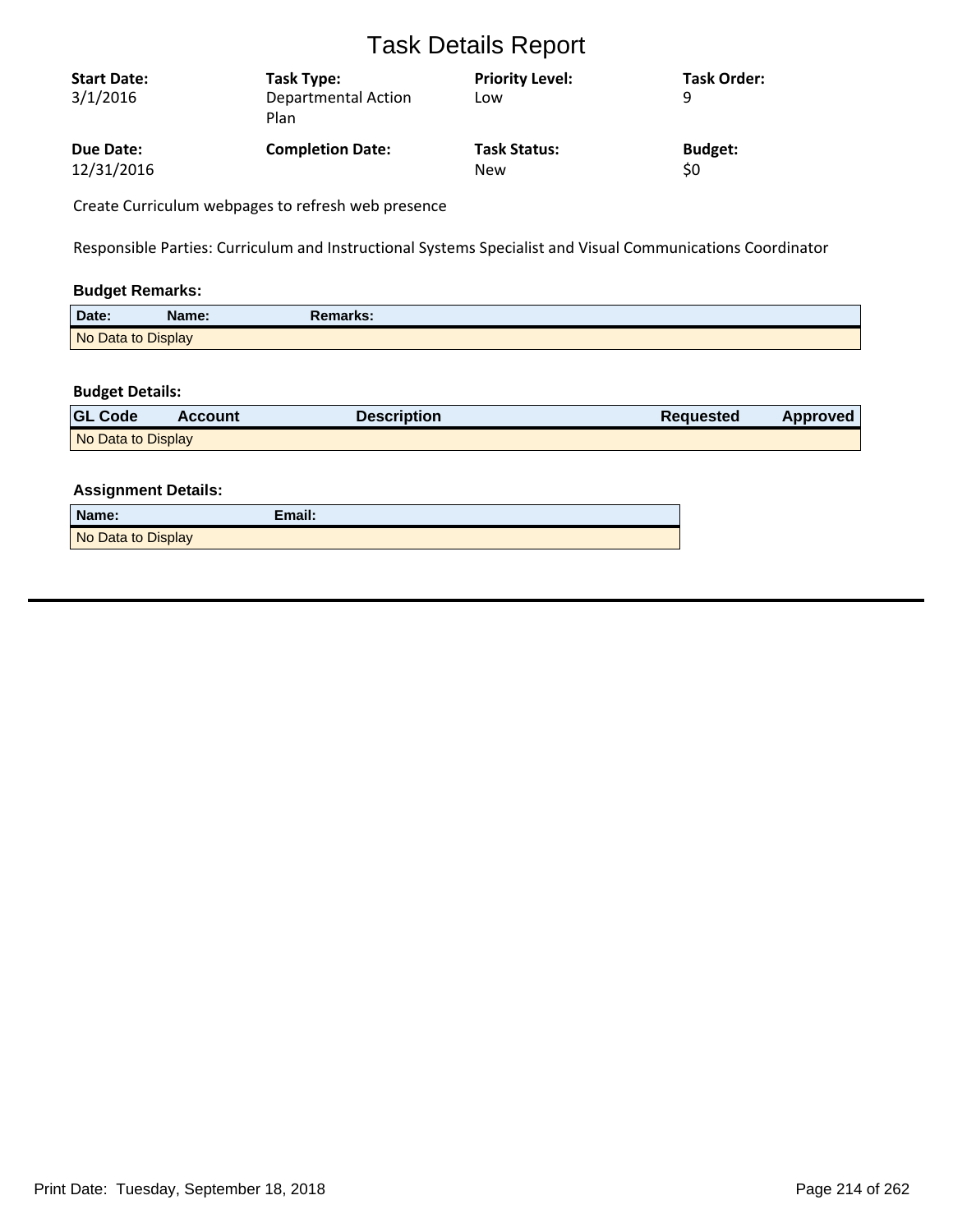# Task Details Report

| Start Date: | Task Type: | Priority Level: | Task Order: |
|---|---|---|---|
| 3/1/2016 | Departmental Action Plan | Low | 9 |
| **Due Date:** | **Completion Date:** | **Task Status:** | **Budget:** |
| 12/31/2016 | | New | $0 |

Create Curriculum webpages to refresh web presence

Responsible Parties: Curriculum and Instructional Systems Specialist and Visual Communications Coordinator

### Budget Remarks:

| Date: | Name: | Remarks: |
|---|---|---|
| No Data to Display | | |

### Budget Details:

| GL Code | Account | Description | Requested | Approved |
|---|---|---|---|---|
| No Data to Display | | | | |

### Assignment Details:

| Name: | Email: |
|---|---|
| No Data to Display | |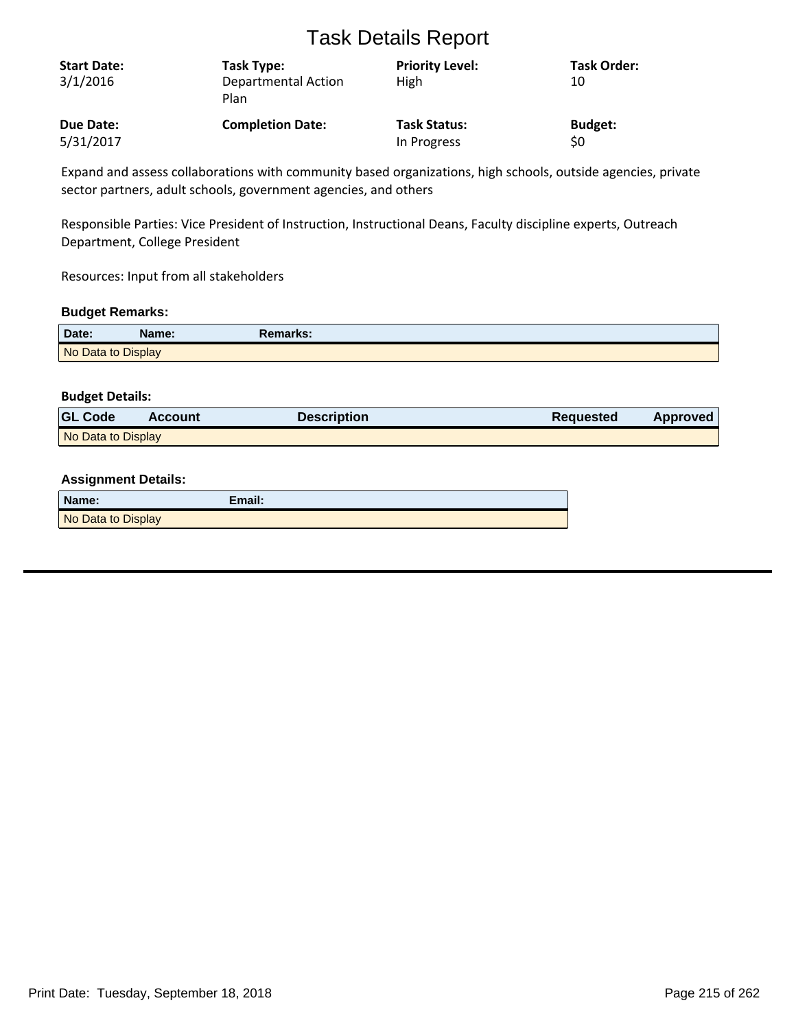# Task Details Report

| Start Date: | Task Type: | Priority Level: | Task Order: |
|---|---|---|---|
| 3/1/2016 | Departmental Action Plan | High | 10 |
| **Due Date:** | **Completion Date:** | **Task Status:** | **Budget:** |
| 5/31/2017 | | In Progress | $0 |

Expand and assess collaborations with community based organizations, high schools, outside agencies, private sector partners, adult schools, government agencies, and others

Responsible Parties: Vice President of Instruction, Instructional Deans, Faculty discipline experts, Outreach Department, College President

Resources: Input from all stakeholders

### Budget Remarks:

| Date: | Name: | Remarks: |
|---|---|---|
| No Data to Display | | |

### Budget Details:

| GL Code | Account | Description | Requested | Approved |
|---|---|---|---|---|
| No Data to Display | | | | |

### Assignment Details:

| Name: | Email: |
|---|---|
| No Data to Display | |

Print Date: Tuesday, September 18, 2018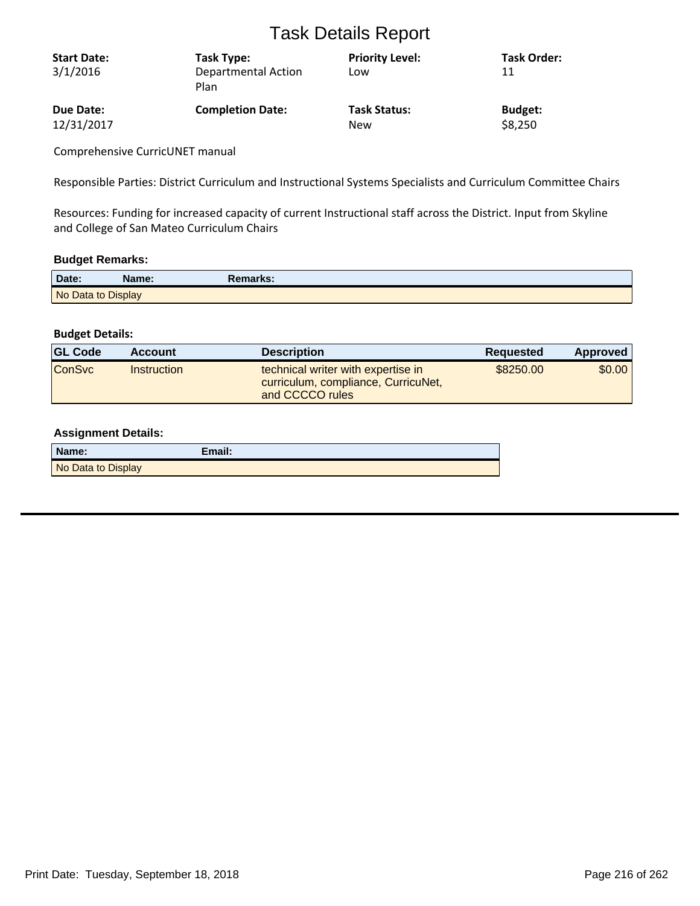# Task Details Report

| Start Date: | Task Type: | Priority Level: | Task Order: |
|---|---|---|---|
| 3/1/2016 | Departmental Action Plan | Low | 11 |
| **Due Date:** | **Completion Date:** | **Task Status:** | **Budget:** |
| 12/31/2017 | | New | $8,250 |

Comprehensive CurricUNET manual

Responsible Parties: District Curriculum and Instructional Systems Specialists and Curriculum Committee Chairs

Resources: Funding for increased capacity of current Instructional staff across the District. Input from Skyline and College of San Mateo Curriculum Chairs

### Budget Remarks:

| Date: | Name: | Remarks: |
|---|---|---|
| No Data to Display | | |

### Budget Details:

| GL Code | Account | Description | Requested | Approved |
|---|---|---|---|---|
| ConSvc | Instruction | technical writer with expertise in curriculum, compliance, CurricuNet, and CCCCO rules | $8250.00 | $0.00 |

### Assignment Details:

| Name: | Email: |
|---|---|
| No Data to Display | |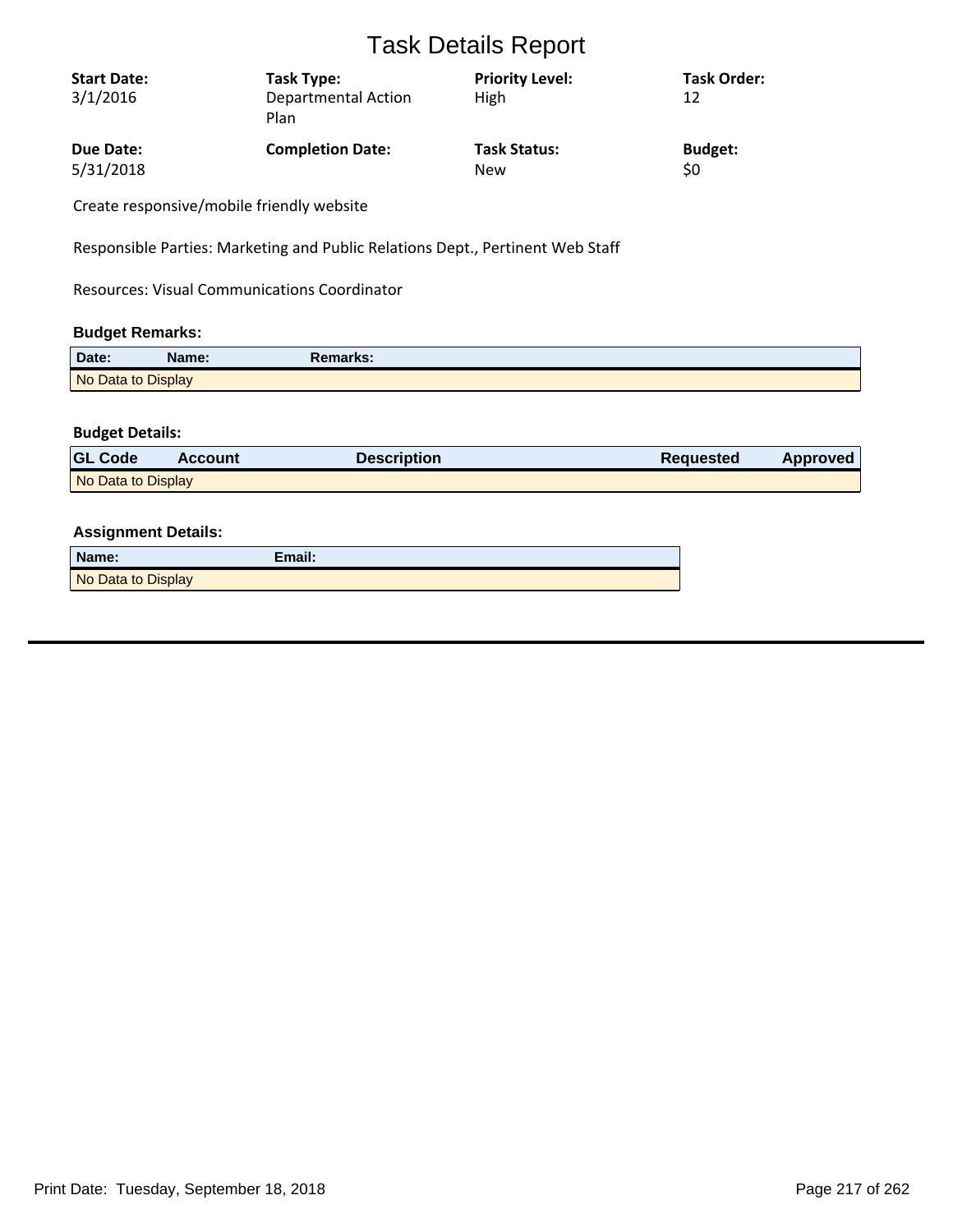# Task Details Report

| Start Date: | Task Type: | Priority Level: | Task Order: |
|---|---|---|---|
| 3/1/2016 | Departmental Action Plan | High | 12 |
| **Due Date:** | **Completion Date:** | **Task Status:** | **Budget:** |
| 5/31/2018 | | New | $0 |

Create responsive/mobile friendly website

Responsible Parties: Marketing and Public Relations Dept., Pertinent Web Staff

Resources: Visual Communications Coordinator

### Budget Remarks:

| Date: | Name: | Remarks: |
|---|---|---|
| No Data to Display | | |

### Budget Details:

| GL Code | Account | Description | Requested | Approved |
|---|---|---|---|---|
| No Data to Display | | | | |

### Assignment Details:

| Name: | Email: |
|---|---|
| No Data to Display | |

Print Date: Tuesday, September 18, 2018